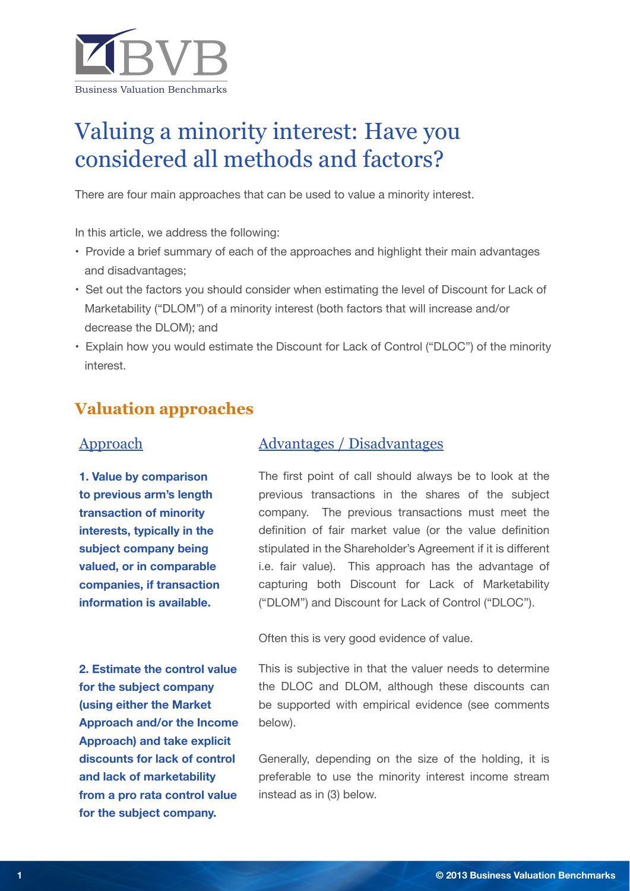# Valuing a minority interest: Have you considered all methods and factors?

There are four main approaches that can be used to value a minority interest.

In this article, we address the following:

- Provide a brief summary of each of the approaches and highlight their main advantages and disadvantages;
- Set out the factors you should consider when estimating the level of Discount for Lack of Marketability ("DLOM") of a minority interest (both factors that will increase and/or decrease the DLOM); and
- Explain how you would estimate the Discount for Lack of Control ("DLOC") of the minority interest.

## Valuation approaches

| Approach | Advantages / Disadvantages |
| --- | --- |
| **1. Value by comparison to previous arm's length transaction of minority interests, typically in the subject company being valued, or in comparable companies, if transaction information is available.** | The first point of call should always be to look at the previous transactions in the shares of the subject company. The previous transactions must meet the definition of fair market value (or the value definition stipulated in the Shareholder's Agreement if it is different i.e. fair value). This approach has the advantage of capturing both Discount for Lack of Marketability ("DLOM") and Discount for Lack of Control ("DLOC").<br><br>Often this is very good evidence of value. |
| **2. Estimate the control value for the subject company (using either the Market Approach and/or the Income Approach) and take explicit discounts for lack of control and lack of marketability from a pro rata control value for the subject company.** | This is subjective in that the valuer needs to determine the DLOC and DLOM, although these discounts can be supported with empirical evidence (see comments below).<br><br>Generally, depending on the size of the holding, it is preferable to use the minority interest income stream instead as in (3) below. |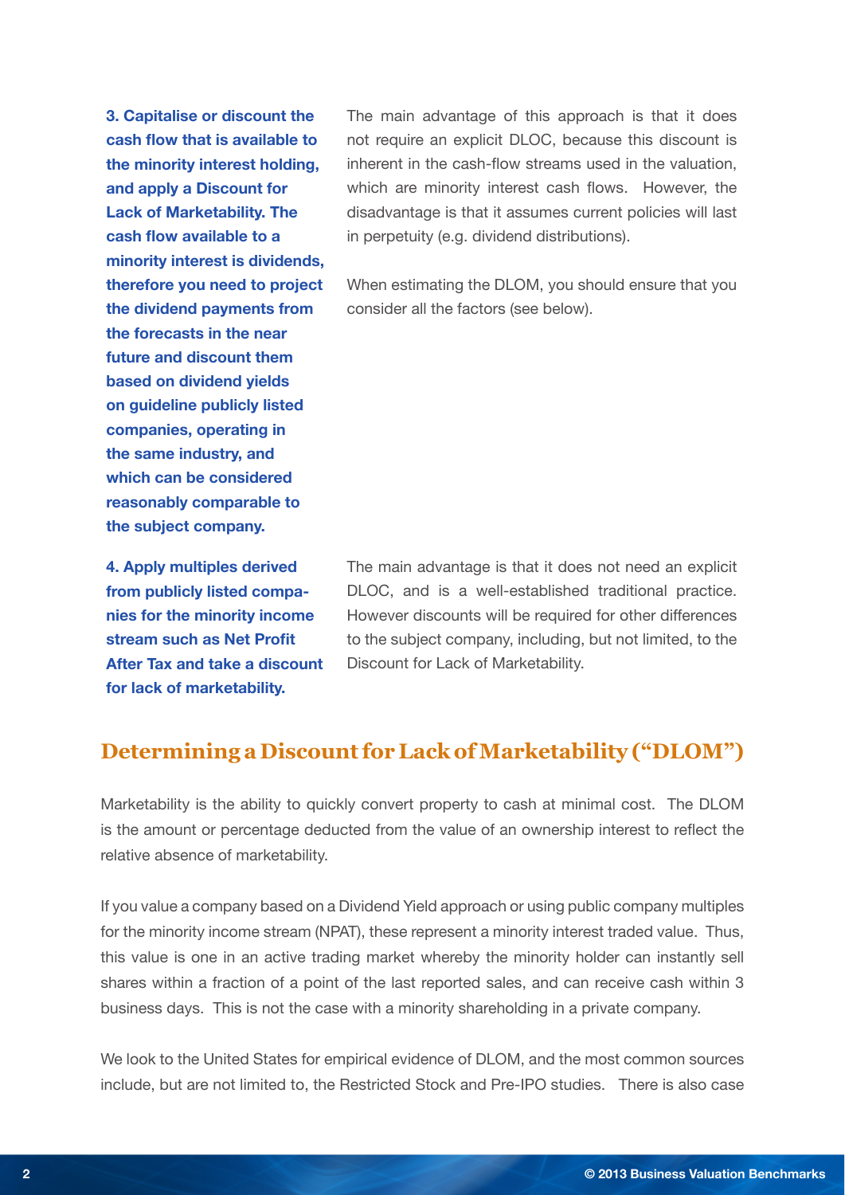**3. Capitalise or discount the cash flow that is available to the minority interest holding, and apply a Discount for Lack of Marketability. The cash flow available to a minority interest is dividends, therefore you need to project the dividend payments from the forecasts in the near future and discount them based on dividend yields on guideline publicly listed companies, operating in the same industry, and which can be considered reasonably comparable to the subject company.**

The main advantage of this approach is that it does not require an explicit DLOC, because this discount is inherent in the cash-flow streams used in the valuation, which are minority interest cash flows. However, the disadvantage is that it assumes current policies will last in perpetuity (e.g. dividend distributions).

When estimating the DLOM, you should ensure that you consider all the factors (see below).

**4. Apply multiples derived from publicly listed companies for the minority income stream such as Net Profit After Tax and take a discount for lack of marketability.**

The main advantage is that it does not need an explicit DLOC, and is a well-established traditional practice. However discounts will be required for other differences to the subject company, including, but not limited, to the Discount for Lack of Marketability.

## Determining a Discount for Lack of Marketability ("DLOM")

Marketability is the ability to quickly convert property to cash at minimal cost. The DLOM is the amount or percentage deducted from the value of an ownership interest to reflect the relative absence of marketability.

If you value a company based on a Dividend Yield approach or using public company multiples for the minority income stream (NPAT), these represent a minority interest traded value. Thus, this value is one in an active trading market whereby the minority holder can instantly sell shares within a fraction of a point of the last reported sales, and can receive cash within 3 business days. This is not the case with a minority shareholding in a private company.

We look to the United States for empirical evidence of DLOM, and the most common sources include, but are not limited to, the Restricted Stock and Pre-IPO studies. There is also case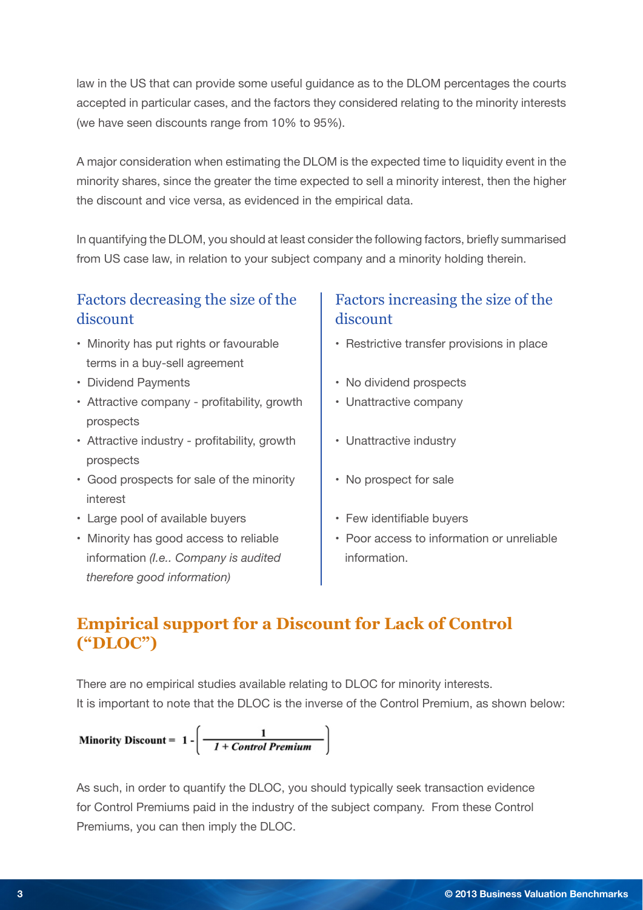law in the US that can provide some useful guidance as to the DLOM percentages the courts accepted in particular cases, and the factors they considered relating to the minority interests (we have seen discounts range from 10% to 95%).

A major consideration when estimating the DLOM is the expected time to liquidity event in the minority shares, since the greater the time expected to sell a minority interest, then the higher the discount and vice versa, as evidenced in the empirical data.

In quantifying the DLOM, you should at least consider the following factors, briefly summarised from US case law, in relation to your subject company and a minority holding therein.

### Factors decreasing the size of the discount

- Minority has put rights or favourable terms in a buy-sell agreement
- Dividend Payments
- Attractive company - profitability, growth prospects
- Attractive industry - profitability, growth prospects
- Good prospects for sale of the minority interest
- Large pool of available buyers
- Minority has good access to reliable information *(I.e.. Company is audited therefore good information)*

### Factors increasing the size of the discount

- Restrictive transfer provisions in place
- No dividend prospects
- Unattractive company
- Unattractive industry
- No prospect for sale
- Few identifiable buyers
- Poor access to information or unreliable information.

## Empirical support for a Discount for Lack of Control ("DLOC")

There are no empirical studies available relating to DLOC for minority interests.
It is important to note that the DLOC is the inverse of the Control Premium, as shown below:

$$\textbf{Minority Discount} = 1 - \left( \frac{1}{1 + \textit{Control Premium}} \right)$$

As such, in order to quantify the DLOC, you should typically seek transaction evidence for Control Premiums paid in the industry of the subject company. From these Control Premiums, you can then imply the DLOC.